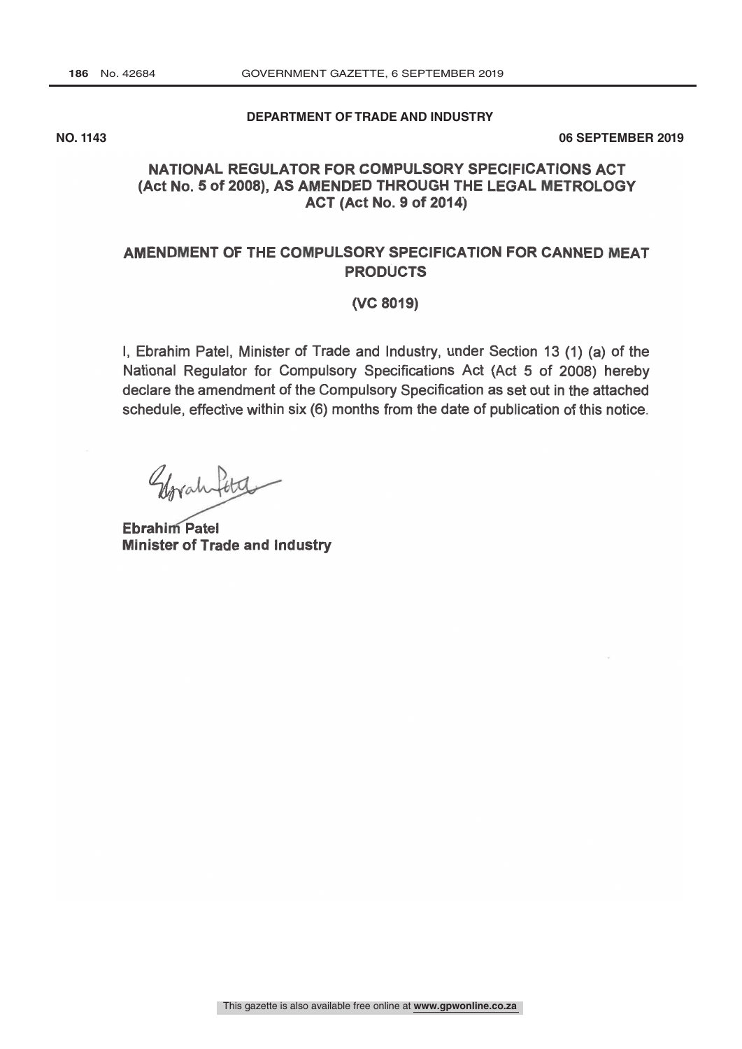**DEPARTMENT OF TRADE AND INDUSTRY**

**NO. 1143** **06 SEPTEMBER 2019**

## NATIONAL REGULATOR FOR COMPULSORY SPECIFICATIONS ACT (Act No. 5 of 2008), AS AMENDED THROUGH THE LEGAL METROLOGY ACT (Act No. 9 of 2014)

## AMENDMENT OF THE COMPULSORY SPECIFICATION FOR CANNED MEAT PRODUCTS

### (VC 8019)

I, Ebrahim Patel, Minister of Trade and Industry, under Section 13 (1) (a) of the National Regulator for Compulsory Specifications Act (Act 5 of 2008) hereby declare the amendment of the Compulsory Specification as set out in the attached schedule, effective within six (6) months from the date of publication of this notice.

**Ebrahim Patel**
**Minister of Trade and Industry**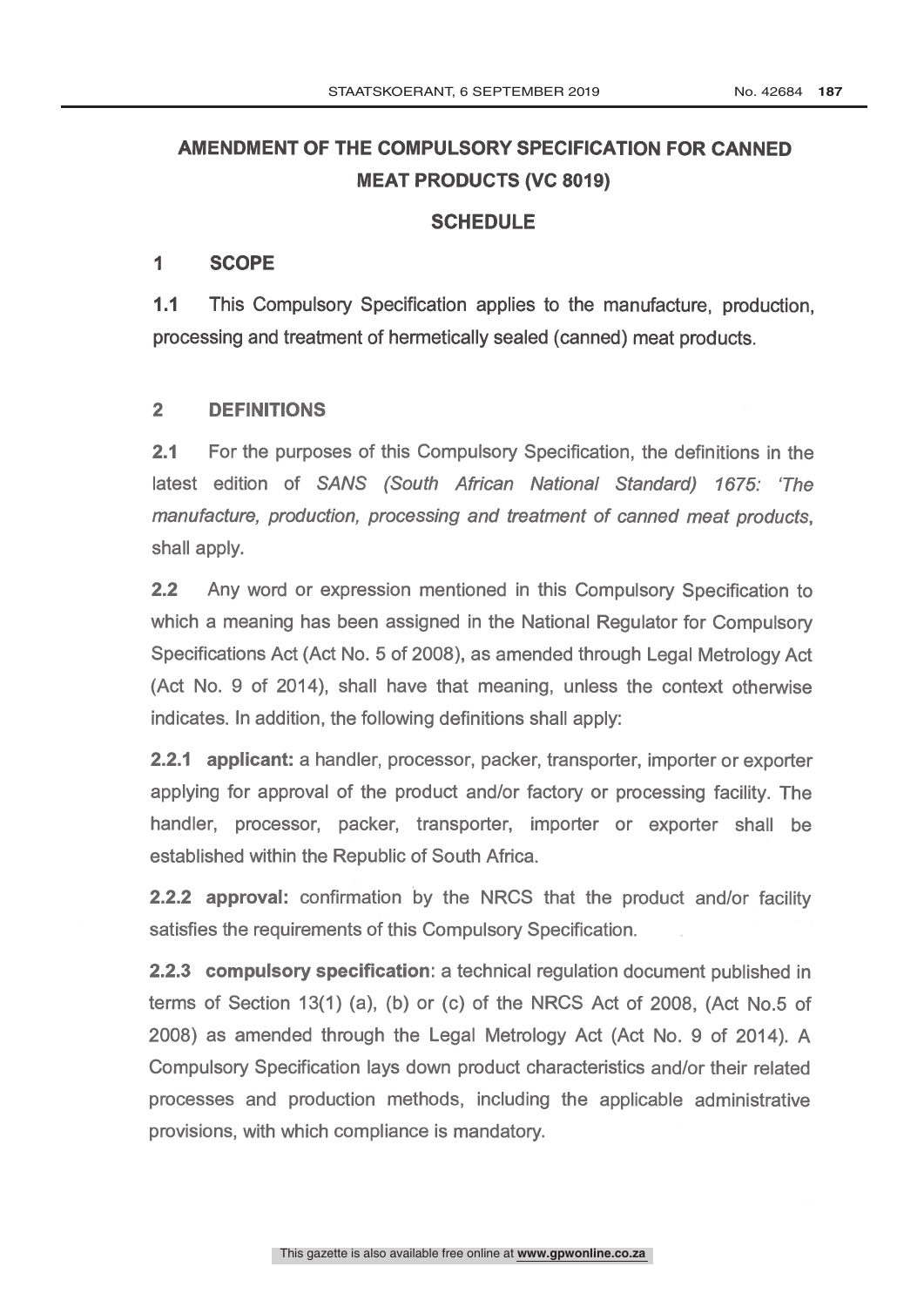# AMENDMENT OF THE COMPULSORY SPECIFICATION FOR CANNED MEAT PRODUCTS (VC 8019)

## SCHEDULE

### 1 SCOPE

**1.1** This Compulsory Specification applies to the manufacture, production, processing and treatment of hermetically sealed (canned) meat products.

### 2 DEFINITIONS

**2.1** For the purposes of this Compulsory Specification, the definitions in the latest edition of *SANS (South African National Standard) 1675: 'The manufacture, production, processing and treatment of canned meat products*, shall apply.

**2.2** Any word or expression mentioned in this Compulsory Specification to which a meaning has been assigned in the National Regulator for Compulsory Specifications Act (Act No. 5 of 2008), as amended through Legal Metrology Act (Act No. 9 of 2014), shall have that meaning, unless the context otherwise indicates. In addition, the following definitions shall apply:

**2.2.1 applicant:** a handler, processor, packer, transporter, importer or exporter applying for approval of the product and/or factory or processing facility. The handler, processor, packer, transporter, importer or exporter shall be established within the Republic of South Africa.

**2.2.2 approval:** confirmation by the NRCS that the product and/or facility satisfies the requirements of this Compulsory Specification.

**2.2.3 compulsory specification**: a technical regulation document published in terms of Section 13(1) (a), (b) or (c) of the NRCS Act of 2008, (Act No.5 of 2008) as amended through the Legal Metrology Act (Act No. 9 of 2014). A Compulsory Specification lays down product characteristics and/or their related processes and production methods, including the applicable administrative provisions, with which compliance is mandatory.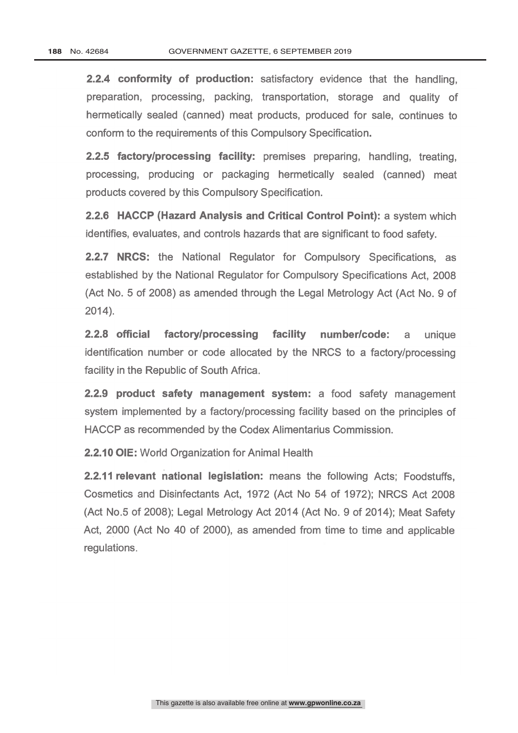**2.2.4 conformity of production:** satisfactory evidence that the handling, preparation, processing, packing, transportation, storage and quality of hermetically sealed (canned) meat products, produced for sale, continues to conform to the requirements of this Compulsory Specification.

**2.2.5 factory/processing facility:** premises preparing, handling, treating, processing, producing or packaging hermetically sealed (canned) meat products covered by this Compulsory Specification.

**2.2.6 HACCP (Hazard Analysis and Critical Control Point):** a system which identifies, evaluates, and controls hazards that are significant to food safety.

**2.2.7 NRCS:** the National Regulator for Compulsory Specifications, as established by the National Regulator for Compulsory Specifications Act, 2008 (Act No. 5 of 2008) as amended through the Legal Metrology Act (Act No. 9 of 2014).

**2.2.8 official factory/processing facility number/code:** a unique identification number or code allocated by the NRCS to a factory/processing facility in the Republic of South Africa.

**2.2.9 product safety management system:** a food safety management system implemented by a factory/processing facility based on the principles of HACCP as recommended by the Codex Alimentarius Commission.

**2.2.10 OIE:** World Organization for Animal Health

**2.2.11 relevant national legislation:** means the following Acts; Foodstuffs, Cosmetics and Disinfectants Act, 1972 (Act No 54 of 1972); NRCS Act 2008 (Act No.5 of 2008); Legal Metrology Act 2014 (Act No. 9 of 2014); Meat Safety Act, 2000 (Act No 40 of 2000), as amended from time to time and applicable regulations.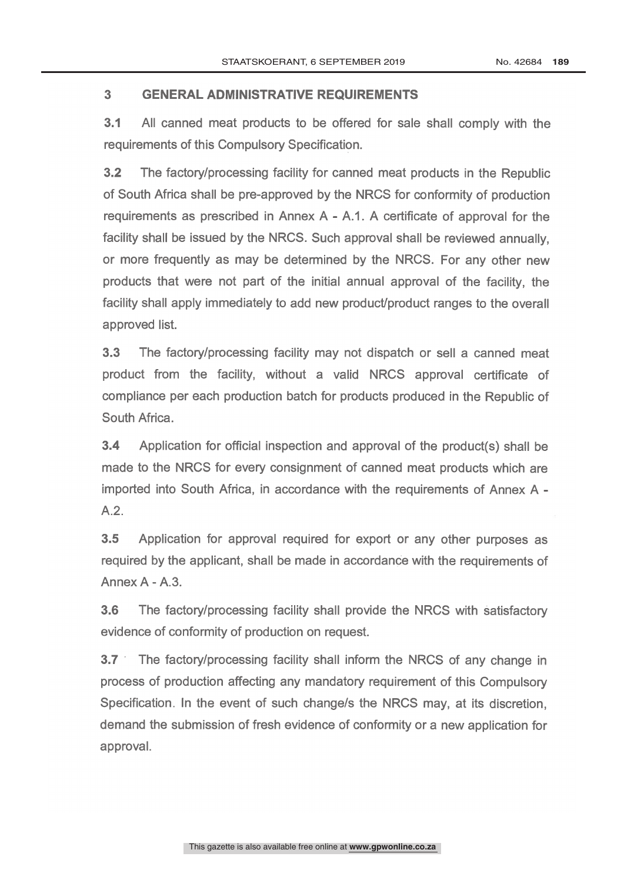## 3 GENERAL ADMINISTRATIVE REQUIREMENTS

**3.1** All canned meat products to be offered for sale shall comply with the requirements of this Compulsory Specification.

**3.2** The factory/processing facility for canned meat products in the Republic of South Africa shall be pre-approved by the NRCS for conformity of production requirements as prescribed in Annex A - A.1. A certificate of approval for the facility shall be issued by the NRCS. Such approval shall be reviewed annually, or more frequently as may be determined by the NRCS. For any other new products that were not part of the initial annual approval of the facility, the facility shall apply immediately to add new product/product ranges to the overall approved list.

**3.3** The factory/processing facility may not dispatch or sell a canned meat product from the facility, without a valid NRCS approval certificate of compliance per each production batch for products produced in the Republic of South Africa.

**3.4** Application for official inspection and approval of the product(s) shall be made to the NRCS for every consignment of canned meat products which are imported into South Africa, in accordance with the requirements of Annex A - A.2.

**3.5** Application for approval required for export or any other purposes as required by the applicant, shall be made in accordance with the requirements of Annex A - A.3.

**3.6** The factory/processing facility shall provide the NRCS with satisfactory evidence of conformity of production on request.

**3.7** The factory/processing facility shall inform the NRCS of any change in process of production affecting any mandatory requirement of this Compulsory Specification. In the event of such change/s the NRCS may, at its discretion, demand the submission of fresh evidence of conformity or a new application for approval.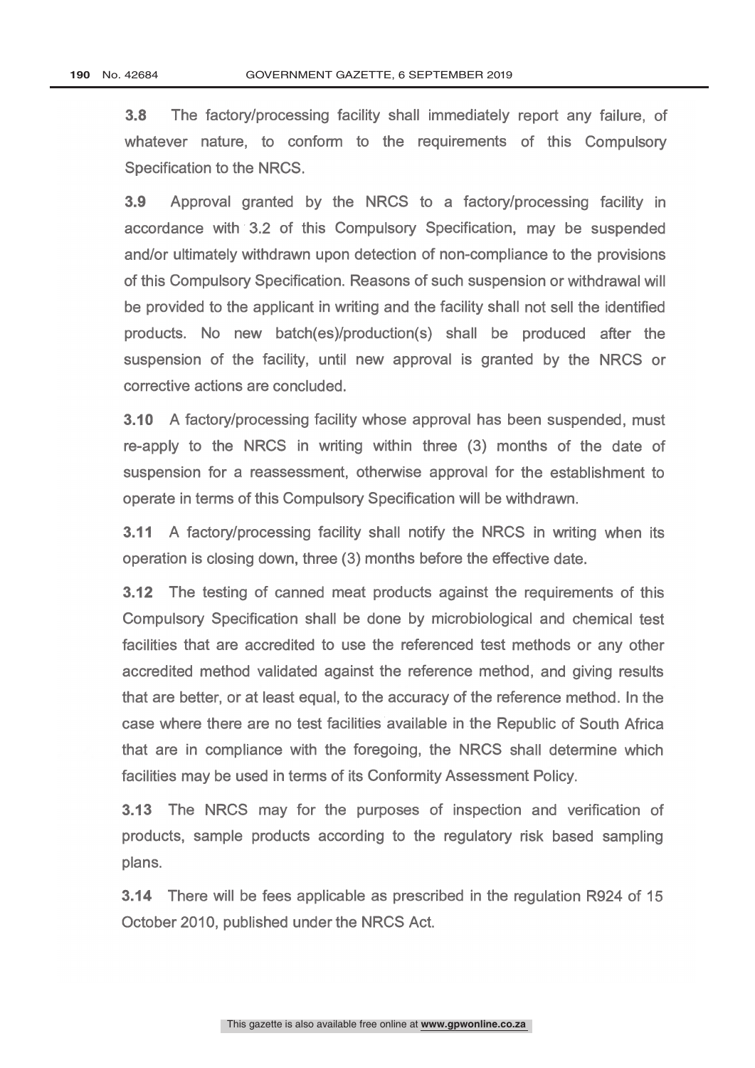**3.8** The factory/processing facility shall immediately report any failure, of whatever nature, to conform to the requirements of this Compulsory Specification to the NRCS.

**3.9** Approval granted by the NRCS to a factory/processing facility in accordance with 3.2 of this Compulsory Specification, may be suspended and/or ultimately withdrawn upon detection of non-compliance to the provisions of this Compulsory Specification. Reasons of such suspension or withdrawal will be provided to the applicant in writing and the facility shall not sell the identified products. No new batch(es)/production(s) shall be produced after the suspension of the facility, until new approval is granted by the NRCS or corrective actions are concluded.

**3.10** A factory/processing facility whose approval has been suspended, must re-apply to the NRCS in writing within three (3) months of the date of suspension for a reassessment, otherwise approval for the establishment to operate in terms of this Compulsory Specification will be withdrawn.

**3.11** A factory/processing facility shall notify the NRCS in writing when its operation is closing down, three (3) months before the effective date.

**3.12** The testing of canned meat products against the requirements of this Compulsory Specification shall be done by microbiological and chemical test facilities that are accredited to use the referenced test methods or any other accredited method validated against the reference method, and giving results that are better, or at least equal, to the accuracy of the reference method. In the case where there are no test facilities available in the Republic of South Africa that are in compliance with the foregoing, the NRCS shall determine which facilities may be used in terms of its Conformity Assessment Policy.

**3.13** The NRCS may for the purposes of inspection and verification of products, sample products according to the regulatory risk based sampling plans.

**3.14** There will be fees applicable as prescribed in the regulation R924 of 15 October 2010, published under the NRCS Act.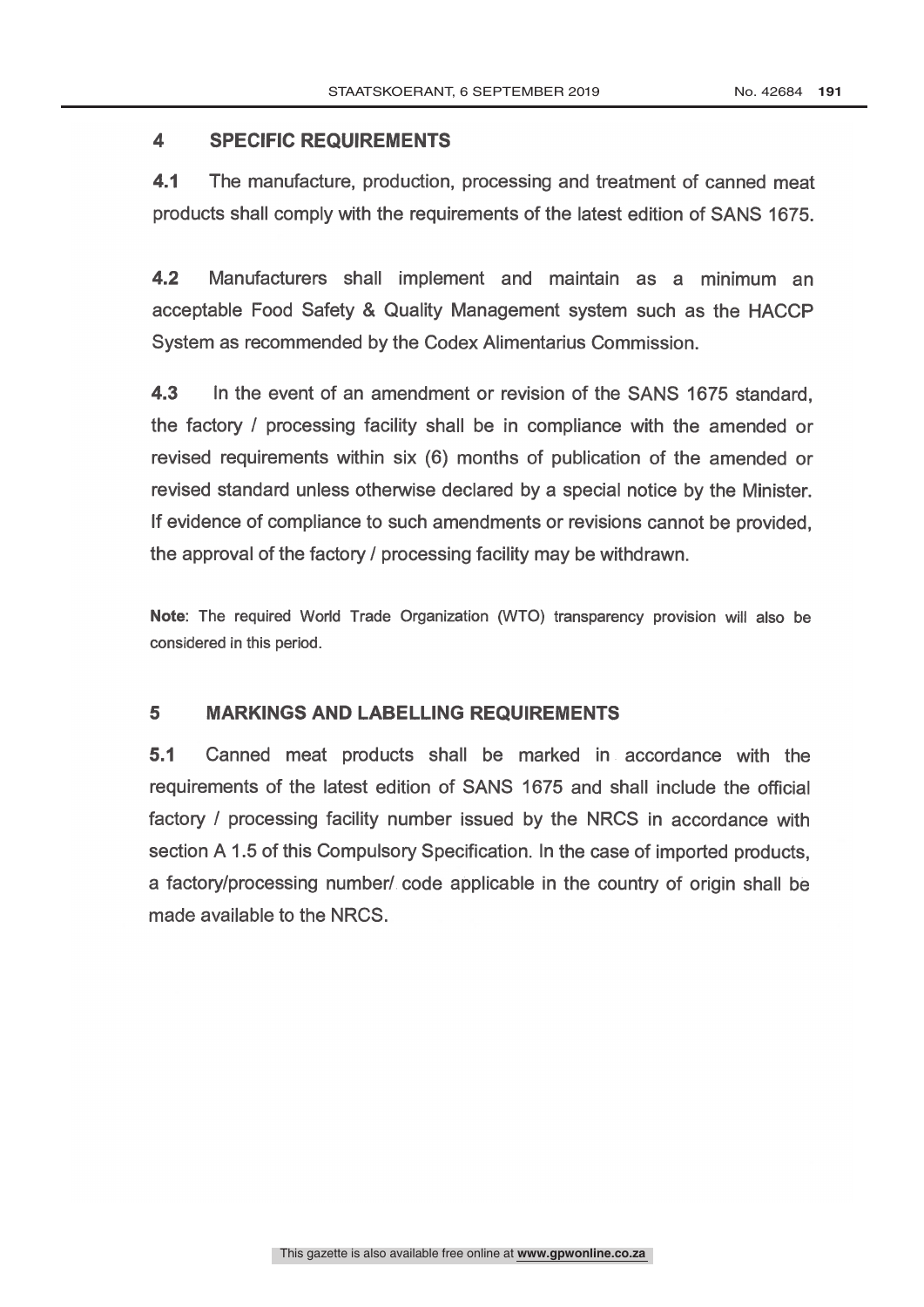## 4 SPECIFIC REQUIREMENTS

**4.1** The manufacture, production, processing and treatment of canned meat products shall comply with the requirements of the latest edition of SANS 1675.

**4.2** Manufacturers shall implement and maintain as a minimum an acceptable Food Safety & Quality Management system such as the HACCP System as recommended by the Codex Alimentarius Commission.

**4.3** In the event of an amendment or revision of the SANS 1675 standard, the factory / processing facility shall be in compliance with the amended or revised requirements within six (6) months of publication of the amended or revised standard unless otherwise declared by a special notice by the Minister. If evidence of compliance to such amendments or revisions cannot be provided, the approval of the factory / processing facility may be withdrawn.

**Note**: The required World Trade Organization (WTO) transparency provision will also be considered in this period.

## 5 MARKINGS AND LABELLING REQUIREMENTS

**5.1** Canned meat products shall be marked in accordance with the requirements of the latest edition of SANS 1675 and shall include the official factory / processing facility number issued by the NRCS in accordance with section A 1.5 of this Compulsory Specification. In the case of imported products, a factory/processing number/ code applicable in the country of origin shall be made available to the NRCS.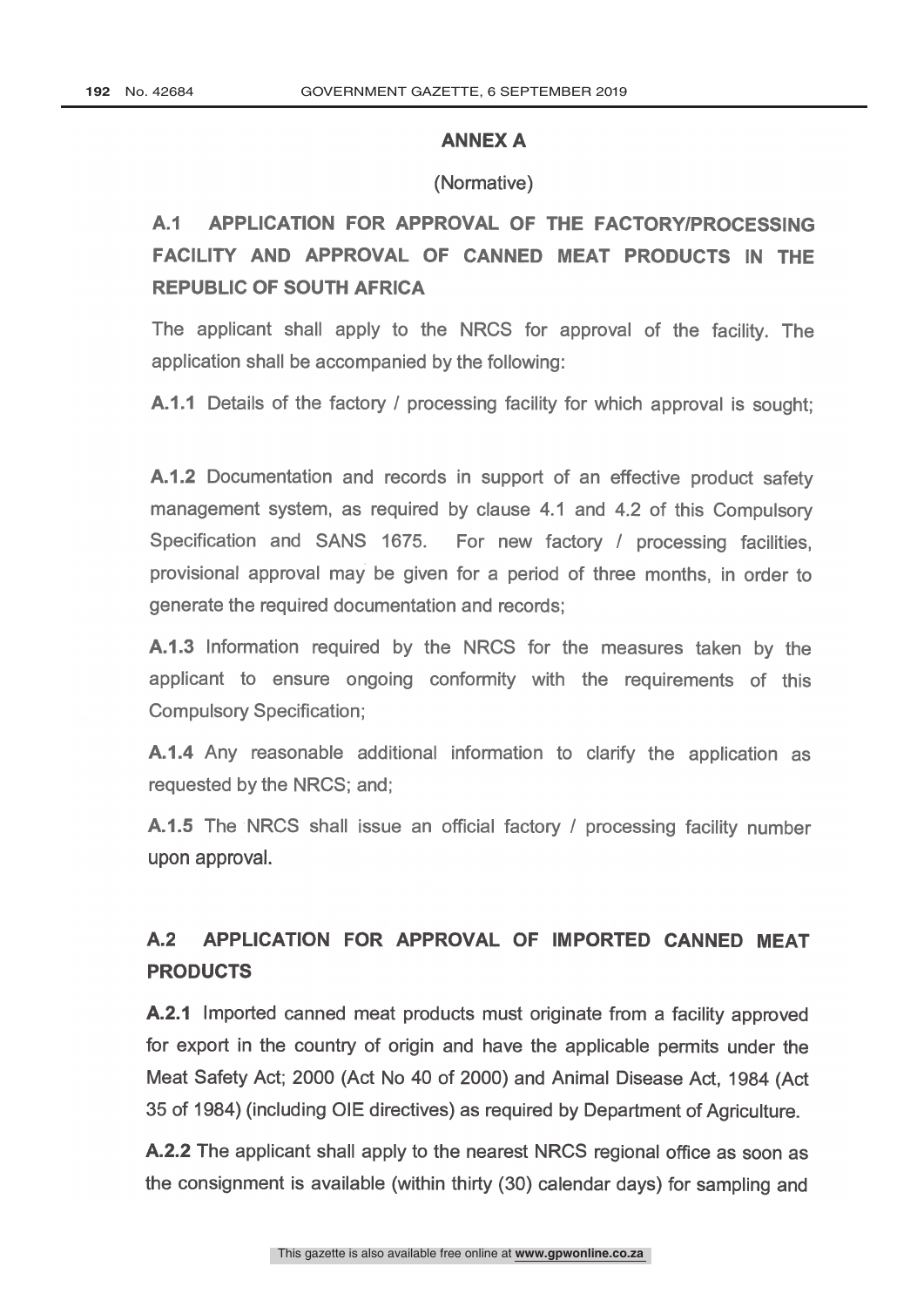## ANNEX A

(Normative)

### A.1 APPLICATION FOR APPROVAL OF THE FACTORY/PROCESSING FACILITY AND APPROVAL OF CANNED MEAT PRODUCTS IN THE REPUBLIC OF SOUTH AFRICA

The applicant shall apply to the NRCS for approval of the facility. The application shall be accompanied by the following:

**A.1.1** Details of the factory / processing facility for which approval is sought;

**A.1.2** Documentation and records in support of an effective product safety management system, as required by clause 4.1 and 4.2 of this Compulsory Specification and SANS 1675. For new factory / processing facilities, provisional approval may be given for a period of three months, in order to generate the required documentation and records;

**A.1.3** Information required by the NRCS for the measures taken by the applicant to ensure ongoing conformity with the requirements of this Compulsory Specification;

**A.1.4** Any reasonable additional information to clarify the application as requested by the NRCS; and;

**A.1.5** The NRCS shall issue an official factory / processing facility number upon approval.

### A.2 APPLICATION FOR APPROVAL OF IMPORTED CANNED MEAT PRODUCTS

**A.2.1** Imported canned meat products must originate from a facility approved for export in the country of origin and have the applicable permits under the Meat Safety Act; 2000 (Act No 40 of 2000) and Animal Disease Act, 1984 (Act 35 of 1984) (including OIE directives) as required by Department of Agriculture.

**A.2.2** The applicant shall apply to the nearest NRCS regional office as soon as the consignment is available (within thirty (30) calendar days) for sampling and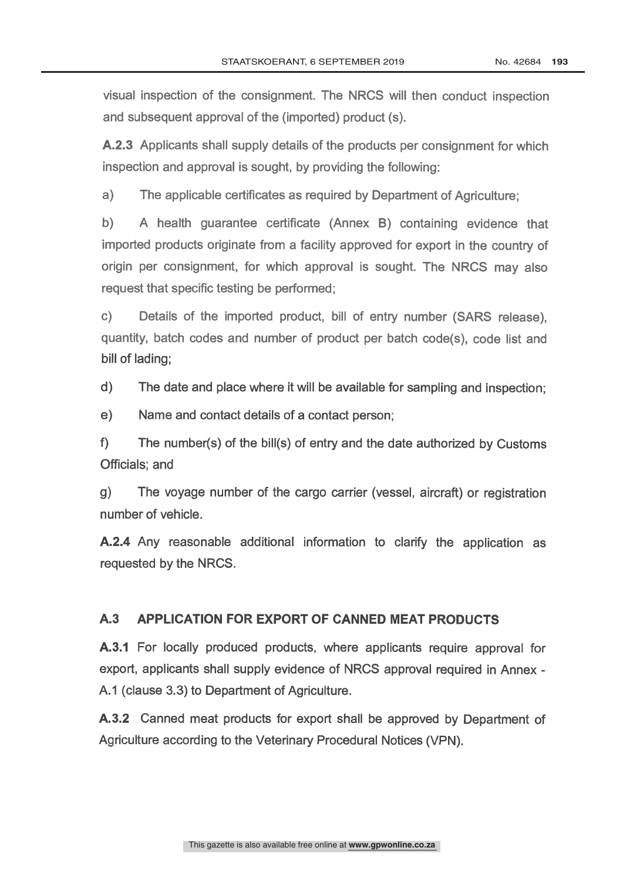visual inspection of the consignment. The NRCS will then conduct inspection and subsequent approval of the (imported) product (s).

**A.2.3** Applicants shall supply details of the products per consignment for which inspection and approval is sought, by providing the following:

a) The applicable certificates as required by Department of Agriculture;

b) A health guarantee certificate (Annex B) containing evidence that imported products originate from a facility approved for export in the country of origin per consignment, for which approval is sought. The NRCS may also request that specific testing be performed;

c) Details of the imported product, bill of entry number (SARS release), quantity, batch codes and number of product per batch code(s), code list and bill of lading;

d) The date and place where it will be available for sampling and inspection;

e) Name and contact details of a contact person;

f) The number(s) of the bill(s) of entry and the date authorized by Customs Officials; and

g) The voyage number of the cargo carrier (vessel, aircraft) or registration number of vehicle.

**A.2.4** Any reasonable additional information to clarify the application as requested by the NRCS.

## A.3 APPLICATION FOR EXPORT OF CANNED MEAT PRODUCTS

**A.3.1** For locally produced products, where applicants require approval for export, applicants shall supply evidence of NRCS approval required in Annex - A.1 (clause 3.3) to Department of Agriculture.

**A.3.2** Canned meat products for export shall be approved by Department of Agriculture according to the Veterinary Procedural Notices (VPN).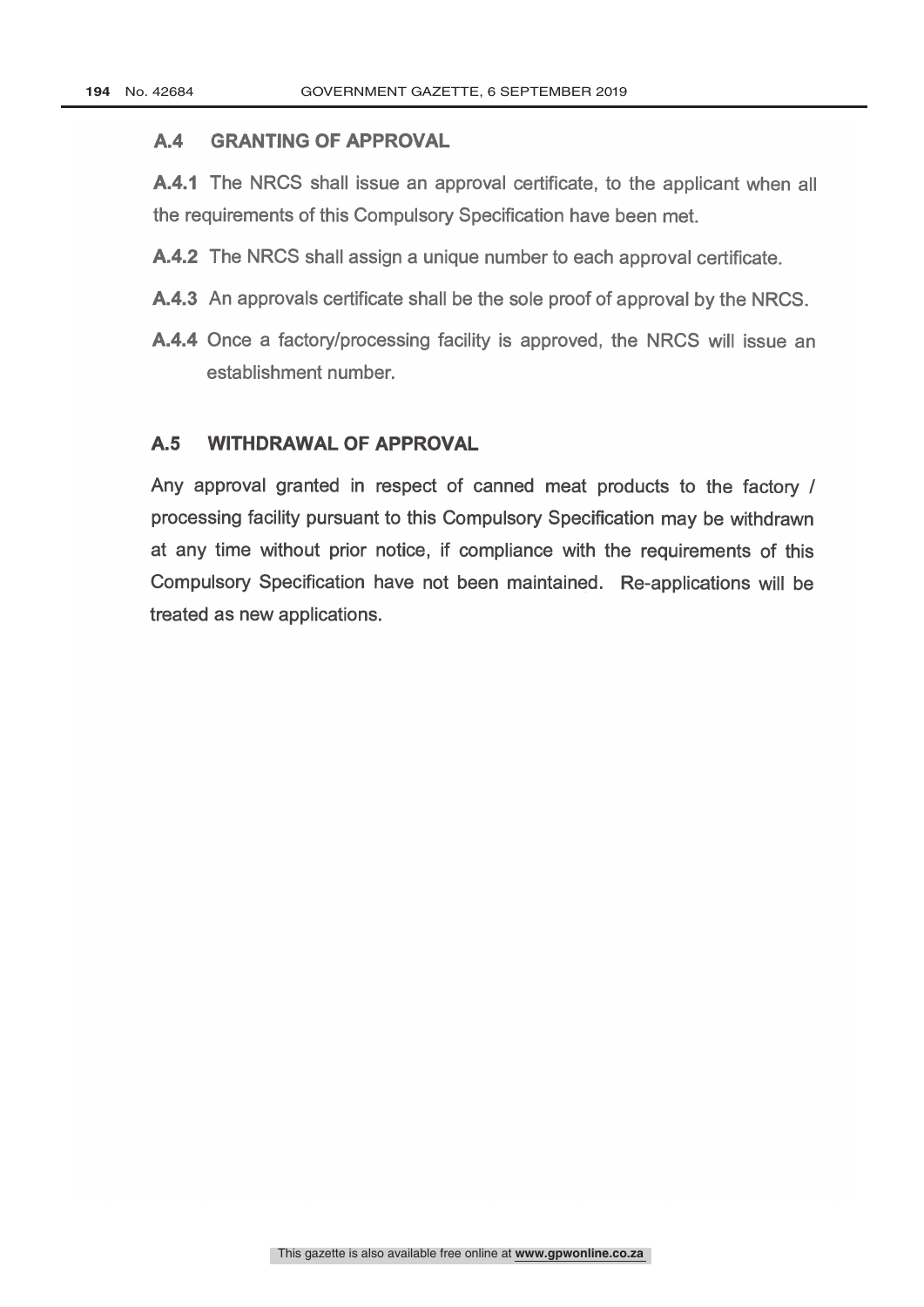## A.4 GRANTING OF APPROVAL

**A.4.1** The NRCS shall issue an approval certificate, to the applicant when all the requirements of this Compulsory Specification have been met.

**A.4.2** The NRCS shall assign a unique number to each approval certificate.

**A.4.3** An approvals certificate shall be the sole proof of approval by the NRCS.

**A.4.4** Once a factory/processing facility is approved, the NRCS will issue an establishment number.

## A.5 WITHDRAWAL OF APPROVAL

Any approval granted in respect of canned meat products to the factory / processing facility pursuant to this Compulsory Specification may be withdrawn at any time without prior notice, if compliance with the requirements of this Compulsory Specification have not been maintained. Re-applications will be treated as new applications.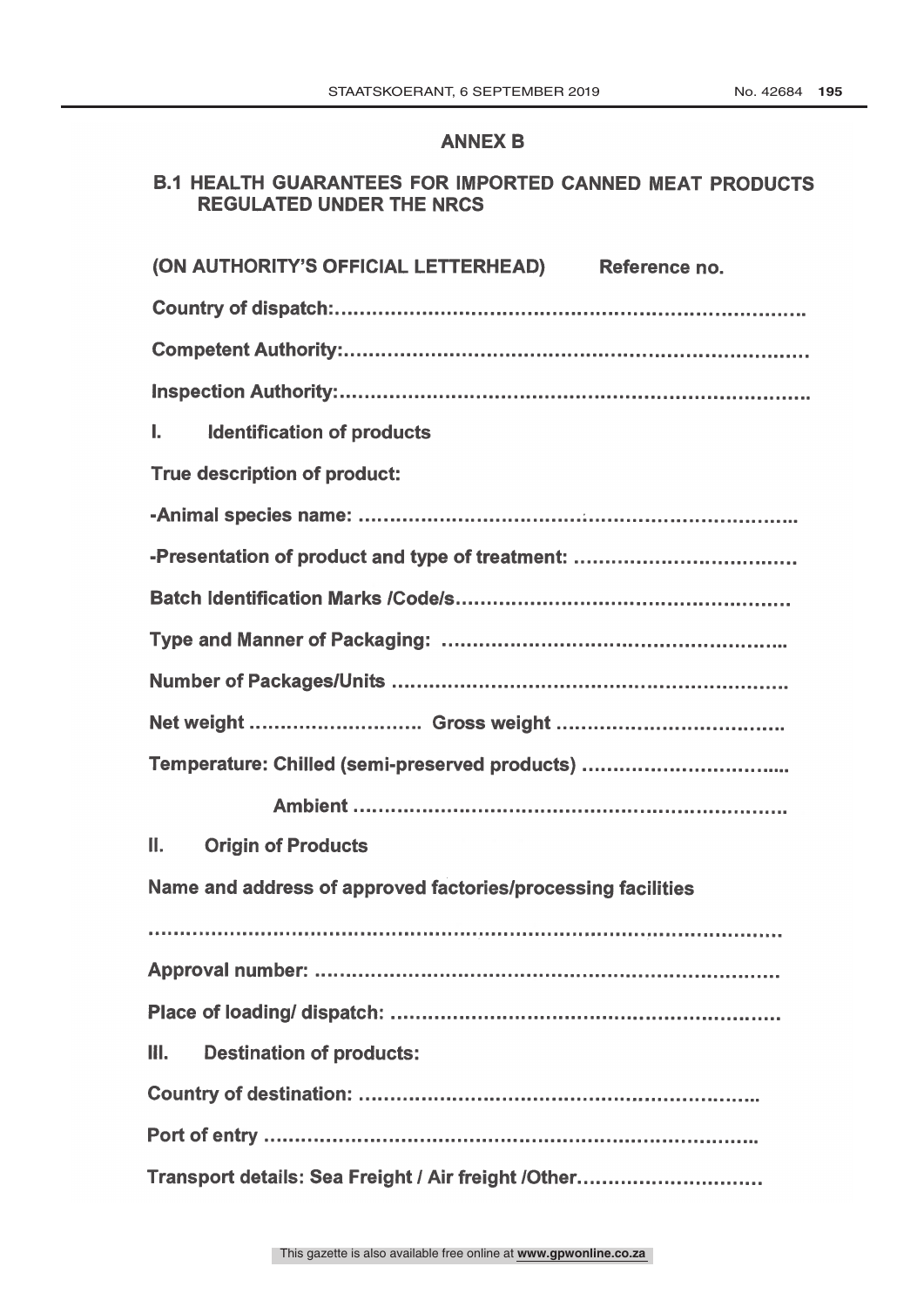## ANNEX B

### B.1 HEALTH GUARANTEES FOR IMPORTED CANNED MEAT PRODUCTS REGULATED UNDER THE NRCS

**(ON AUTHORITY'S OFFICIAL LETTERHEAD)** **Reference no.**

**Country of dispatch:**………………………………………………………………….

**Competent Authority:**…………………………………………………………………

**Inspection Authority:**………………………………………………………………….

**I. Identification of products**

**True description of product:**

**-Animal species name:** ………………………………………………………………..

**-Presentation of product and type of treatment:** ………………………………

**Batch Identification Marks /Code/s**………………………………………………

**Type and Manner of Packaging:** ………………………………………………..

**Number of Packages/Units** ………………………………………………………….

**Net weight** ………………………. **Gross weight** ……………………………….

**Temperature: Chilled (semi-preserved products)** …………………………....

**Ambient** ……………………………………………………………….

**II. Origin of Products**

**Name and address of approved factories/processing facilities**

……………………………………………………………………………………………

**Approval number:** ……………………………………………………………………

**Place of loading/ dispatch:** …………………………………………………………

**III. Destination of products:**

**Country of destination:** …………………………………………………………..

**Port of entry** ………………………………………………………………………..

**Transport details: Sea Freight / Air freight /Other**…………………………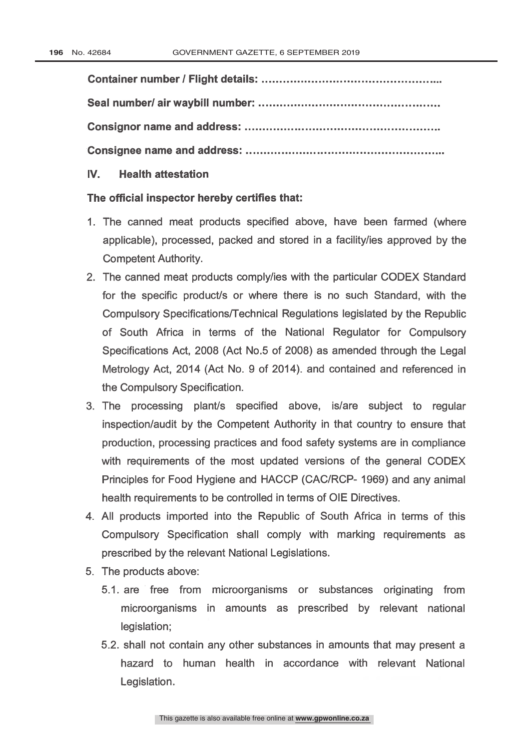**Container number / Flight details: …………………………………………...**

**Seal number/ air waybill number: ……………………………………………**

**Consignor name and address: ……………………………………………….**

**Consignee name and address: ………………………………………………..**

## IV. Health attestation

**The official inspector hereby certifies that:**

1. The canned meat products specified above, have been farmed (where applicable), processed, packed and stored in a facility/ies approved by the Competent Authority.
2. The canned meat products comply/ies with the particular CODEX Standard for the specific product/s or where there is no such Standard, with the Compulsory Specifications/Technical Regulations legislated by the Republic of South Africa in terms of the National Regulator for Compulsory Specifications Act, 2008 (Act No.5 of 2008) as amended through the Legal Metrology Act, 2014 (Act No. 9 of 2014). and contained and referenced in the Compulsory Specification.
3. The processing plant/s specified above, is/are subject to regular inspection/audit by the Competent Authority in that country to ensure that production, processing practices and food safety systems are in compliance with requirements of the most updated versions of the general CODEX Principles for Food Hygiene and HACCP (CAC/RCP- 1969) and any animal health requirements to be controlled in terms of OIE Directives.
4. All products imported into the Republic of South Africa in terms of this Compulsory Specification shall comply with marking requirements as prescribed by the relevant National Legislations.
5. The products above:
   - 5.1. are free from microorganisms or substances originating from microorganisms in amounts as prescribed by relevant national legislation;
   - 5.2. shall not contain any other substances in amounts that may present a hazard to human health in accordance with relevant National Legislation.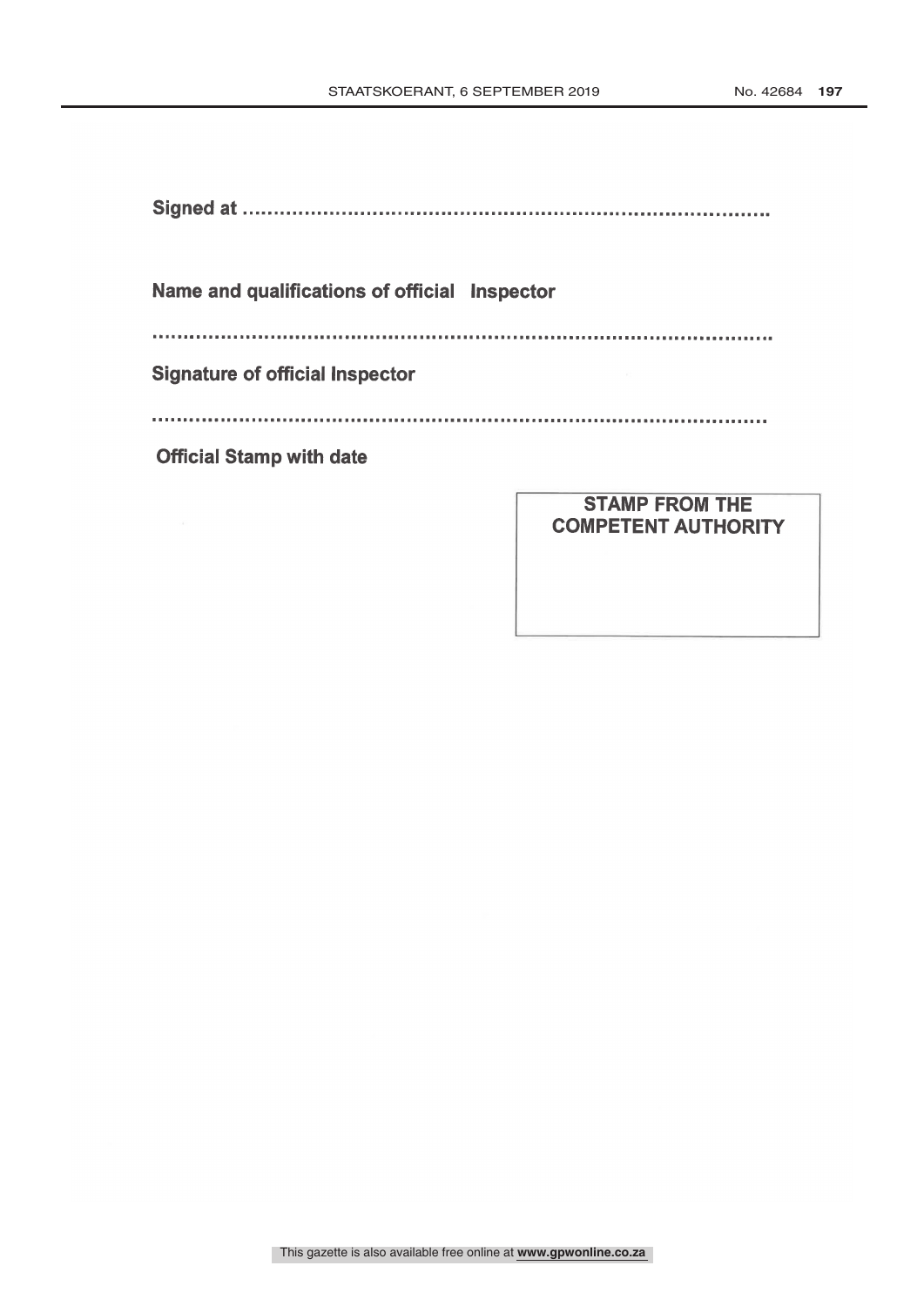**Signed at ……………………………………………………………………………**

**Name and qualifications of official   Inspector**

**……………………………………………………………………………………**

**Signature of official Inspector**

**……………………………………………………………………………………**

**Official Stamp with date**

| |
|---|
| **STAMP FROM THE COMPETENT AUTHORITY** |